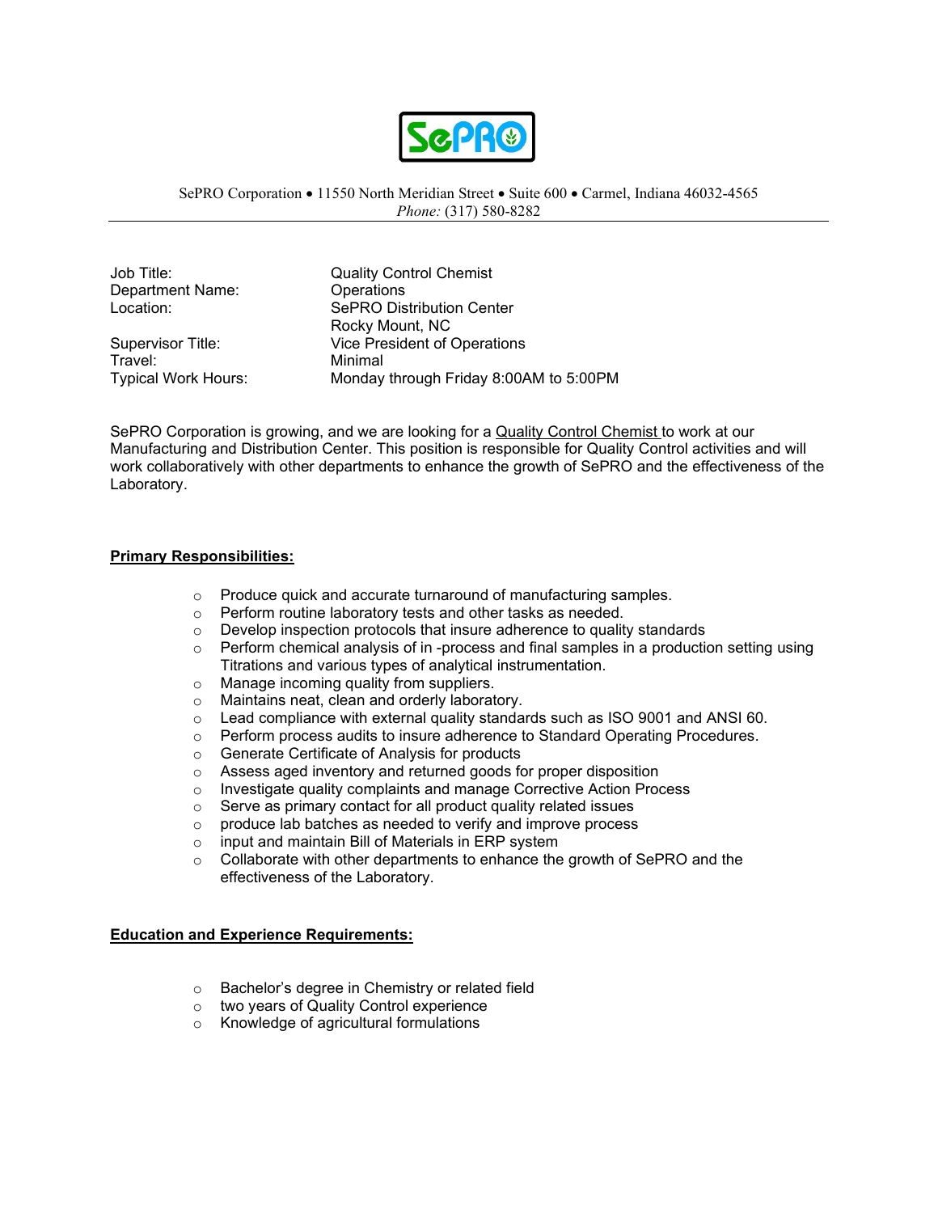SePRO Corporation • 11550 North Meridian Street • Suite 600 • Carmel, Indiana 46032-4565
*Phone:* (317) 580-8282

| | |
|---|---|
| Job Title: | Quality Control Chemist |
| Department Name: | Operations |
| Location: | SePRO Distribution Center<br>Rocky Mount, NC |
| Supervisor Title: | Vice President of Operations |
| Travel: | Minimal |
| Typical Work Hours: | Monday through Friday 8:00AM to 5:00PM |

SePRO Corporation is growing, and we are looking for a Quality Control Chemist to work at our Manufacturing and Distribution Center. This position is responsible for Quality Control activities and will work collaboratively with other departments to enhance the growth of SePRO and the effectiveness of the Laboratory.

## Primary Responsibilities:

- Produce quick and accurate turnaround of manufacturing samples.
- Perform routine laboratory tests and other tasks as needed.
- Develop inspection protocols that insure adherence to quality standards
- Perform chemical analysis of in -process and final samples in a production setting using Titrations and various types of analytical instrumentation.
- Manage incoming quality from suppliers.
- Maintains neat, clean and orderly laboratory.
- Lead compliance with external quality standards such as ISO 9001 and ANSI 60.
- Perform process audits to insure adherence to Standard Operating Procedures.
- Generate Certificate of Analysis for products
- Assess aged inventory and returned goods for proper disposition
- Investigate quality complaints and manage Corrective Action Process
- Serve as primary contact for all product quality related issues
- produce lab batches as needed to verify and improve process
- input and maintain Bill of Materials in ERP system
- Collaborate with other departments to enhance the growth of SePRO and the effectiveness of the Laboratory.

## Education and Experience Requirements:

- Bachelor's degree in Chemistry or related field
- two years of Quality Control experience
- Knowledge of agricultural formulations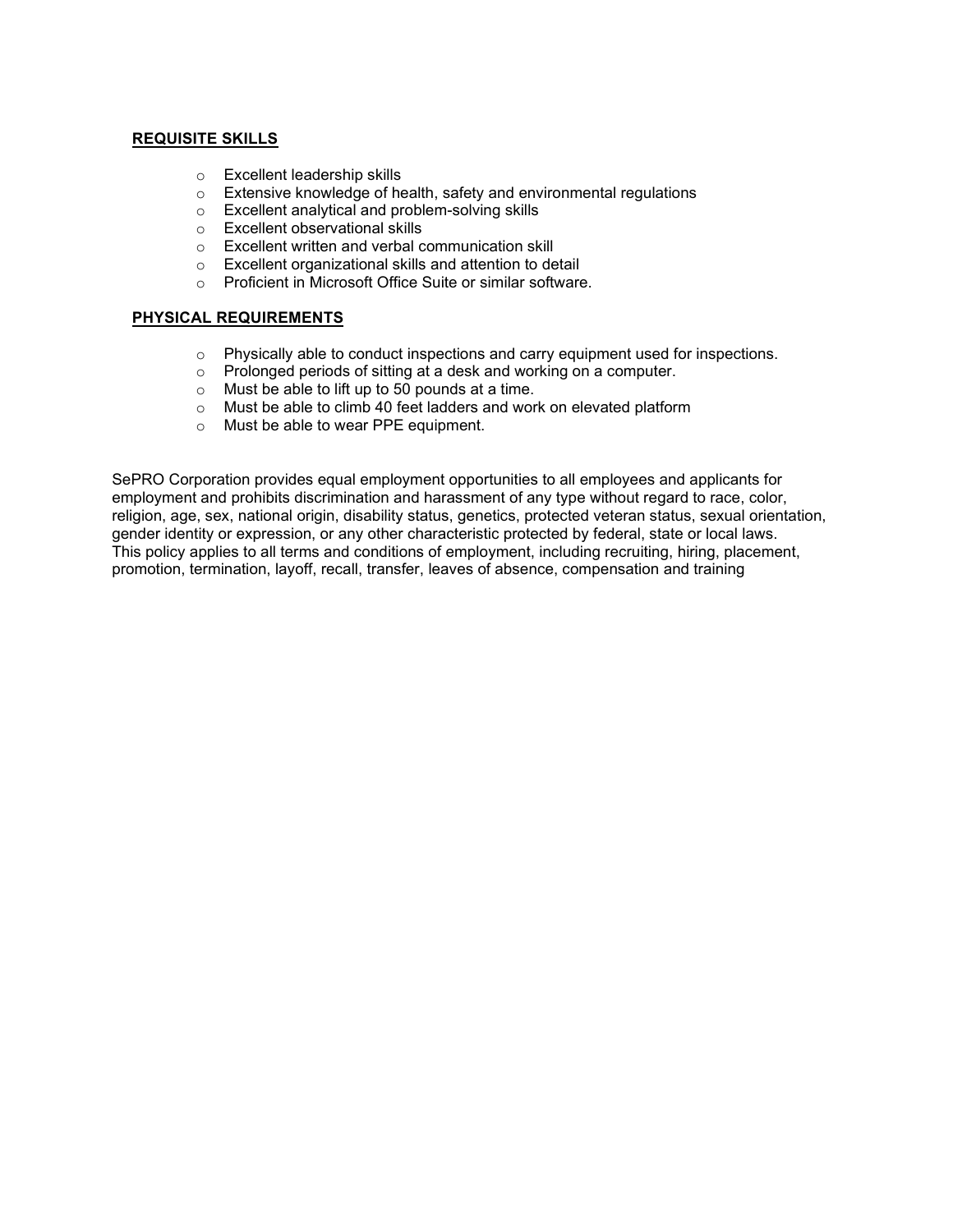**REQUISITE SKILLS**

- Excellent leadership skills
- Extensive knowledge of health, safety and environmental regulations
- Excellent analytical and problem-solving skills
- Excellent observational skills
- Excellent written and verbal communication skill
- Excellent organizational skills and attention to detail
- Proficient in Microsoft Office Suite or similar software.

**PHYSICAL REQUIREMENTS**

- Physically able to conduct inspections and carry equipment used for inspections.
- Prolonged periods of sitting at a desk and working on a computer.
- Must be able to lift up to 50 pounds at a time.
- Must be able to climb 40 feet ladders and work on elevated platform
- Must be able to wear PPE equipment.

SePRO Corporation provides equal employment opportunities to all employees and applicants for employment and prohibits discrimination and harassment of any type without regard to race, color, religion, age, sex, national origin, disability status, genetics, protected veteran status, sexual orientation, gender identity or expression, or any other characteristic protected by federal, state or local laws. This policy applies to all terms and conditions of employment, including recruiting, hiring, placement, promotion, termination, layoff, recall, transfer, leaves of absence, compensation and training